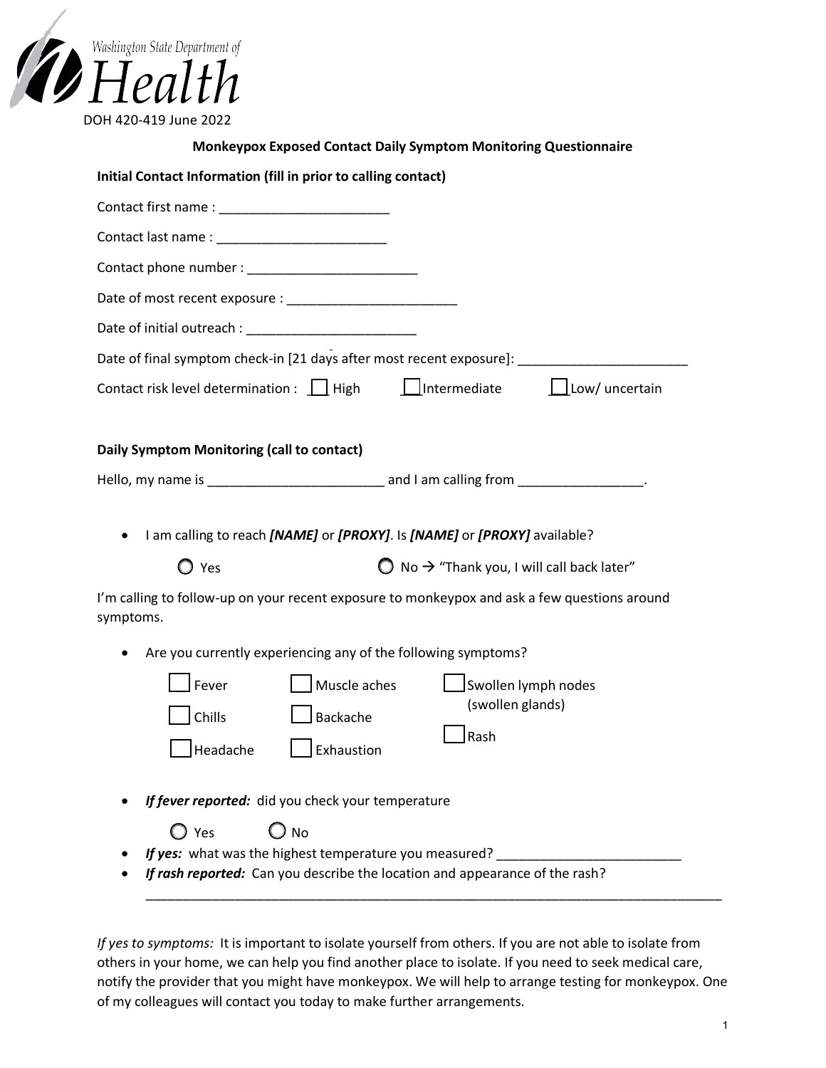Washington State Department of Health

DOH 420-419 June 2022

# Monkeypox Exposed Contact Daily Symptom Monitoring Questionnaire

**Initial Contact Information (fill in prior to calling contact)**

Contact first name : _______________________

Contact last name : _______________________

Contact phone number : _______________________

Date of most recent exposure : _______________________

Date of initial outreach : _______________________

Date of final symptom check-in [21 days after most recent exposure]: _______________________

Contact risk level determination : ☐ High ☐ Intermediate ☐ Low/ uncertain

**Daily Symptom Monitoring (call to contact)**

Hello, my name is _______________________ and I am calling from _________________.

- I am calling to reach ***[NAME]*** or ***[PROXY]***. Is ***[NAME]*** or ***[PROXY]*** available?

  ○ Yes ○ No → "Thank you, I will call back later"

I'm calling to follow-up on your recent exposure to monkeypox and ask a few questions around symptoms.

- Are you currently experiencing any of the following symptoms?

  ☐ Fever ☐ Muscle aches ☐ Swollen lymph nodes (swollen glands)

  ☐ Chills ☐ Backache ☐ Rash

  ☐ Headache ☐ Exhaustion

- ***If fever reported:*** did you check your temperature

  ○ Yes ○ No

- ***If yes:*** what was the highest temperature you measured? _________________________
- ***If rash reported:*** Can you describe the location and appearance of the rash?

  _________________________________________________________________________________

*If yes to symptoms:* It is important to isolate yourself from others. If you are not able to isolate from others in your home, we can help you find another place to isolate. If you need to seek medical care, notify the provider that you might have monkeypox. We will help to arrange testing for monkeypox. One of my colleagues will contact you today to make further arrangements.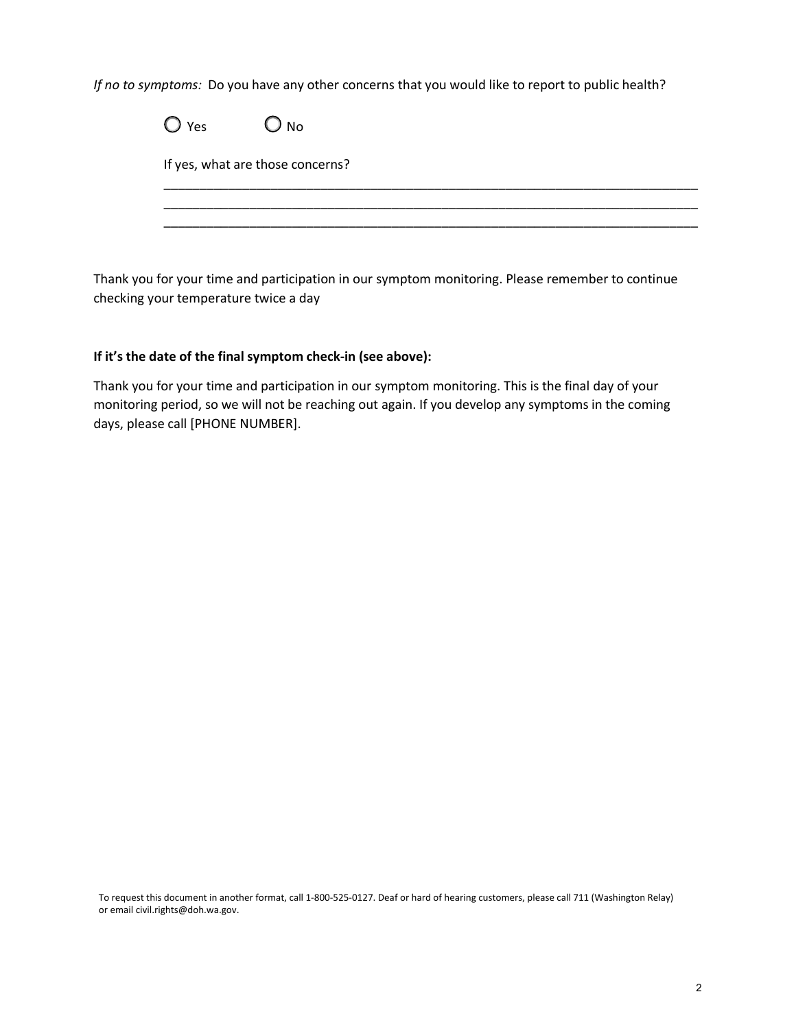*If no to symptoms:* Do you have any other concerns that you would like to report to public health?

○ Yes ○ No

If yes, what are those concerns?

____________________________________________________________________________
____________________________________________________________________________
____________________________________________________________________________

Thank you for your time and participation in our symptom monitoring. Please remember to continue checking your temperature twice a day

**If it's the date of the final symptom check-in (see above):**

Thank you for your time and participation in our symptom monitoring. This is the final day of your monitoring period, so we will not be reaching out again. If you develop any symptoms in the coming days, please call [PHONE NUMBER].

To request this document in another format, call 1-800-525-0127. Deaf or hard of hearing customers, please call 711 (Washington Relay) or email civil.rights@doh.wa.gov.